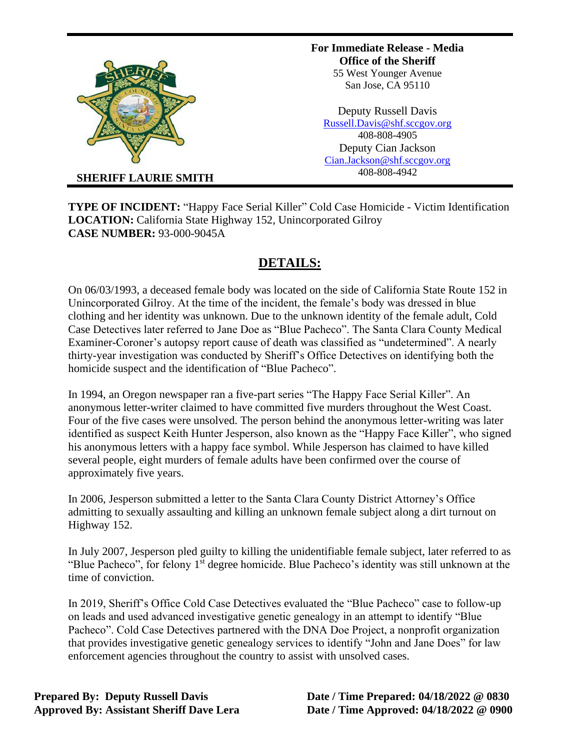**SHERIFF LAURIE SMITH**

**For Immediate Release - Media**
**Office of the Sheriff**
55 West Younger Avenue
San Jose, CA 95110

Deputy Russell Davis
Russell.Davis@shf.sccgov.org
408-808-4905
Deputy Cian Jackson
Cian.Jackson@shf.sccgov.org
408-808-4942

**TYPE OF INCIDENT:** "Happy Face Serial Killer" Cold Case Homicide - Victim Identification
**LOCATION:** California State Highway 152, Unincorporated Gilroy
**CASE NUMBER:** 93-000-9045A

## DETAILS:

On 06/03/1993, a deceased female body was located on the side of California State Route 152 in Unincorporated Gilroy. At the time of the incident, the female's body was dressed in blue clothing and her identity was unknown. Due to the unknown identity of the female adult, Cold Case Detectives later referred to Jane Doe as "Blue Pacheco". The Santa Clara County Medical Examiner-Coroner's autopsy report cause of death was classified as "undetermined". A nearly thirty-year investigation was conducted by Sheriff's Office Detectives on identifying both the homicide suspect and the identification of "Blue Pacheco".

In 1994, an Oregon newspaper ran a five-part series "The Happy Face Serial Killer". An anonymous letter-writer claimed to have committed five murders throughout the West Coast. Four of the five cases were unsolved. The person behind the anonymous letter-writing was later identified as suspect Keith Hunter Jesperson, also known as the "Happy Face Killer", who signed his anonymous letters with a happy face symbol. While Jesperson has claimed to have killed several people, eight murders of female adults have been confirmed over the course of approximately five years.

In 2006, Jesperson submitted a letter to the Santa Clara County District Attorney's Office admitting to sexually assaulting and killing an unknown female subject along a dirt turnout on Highway 152.

In July 2007, Jesperson pled guilty to killing the unidentifiable female subject, later referred to as "Blue Pacheco", for felony 1st degree homicide. Blue Pacheco's identity was still unknown at the time of conviction.

In 2019, Sheriff's Office Cold Case Detectives evaluated the "Blue Pacheco" case to follow-up on leads and used advanced investigative genetic genealogy in an attempt to identify "Blue Pacheco". Cold Case Detectives partnered with the DNA Doe Project, a nonprofit organization that provides investigative genetic genealogy services to identify "John and Jane Does" for law enforcement agencies throughout the country to assist with unsolved cases.

**Prepared By: Deputy Russell Davis** | **Date / Time Prepared: 04/18/2022 @ 0830**
**Approved By: Assistant Sheriff Dave Lera** | **Date / Time Approved: 04/18/2022 @ 0900**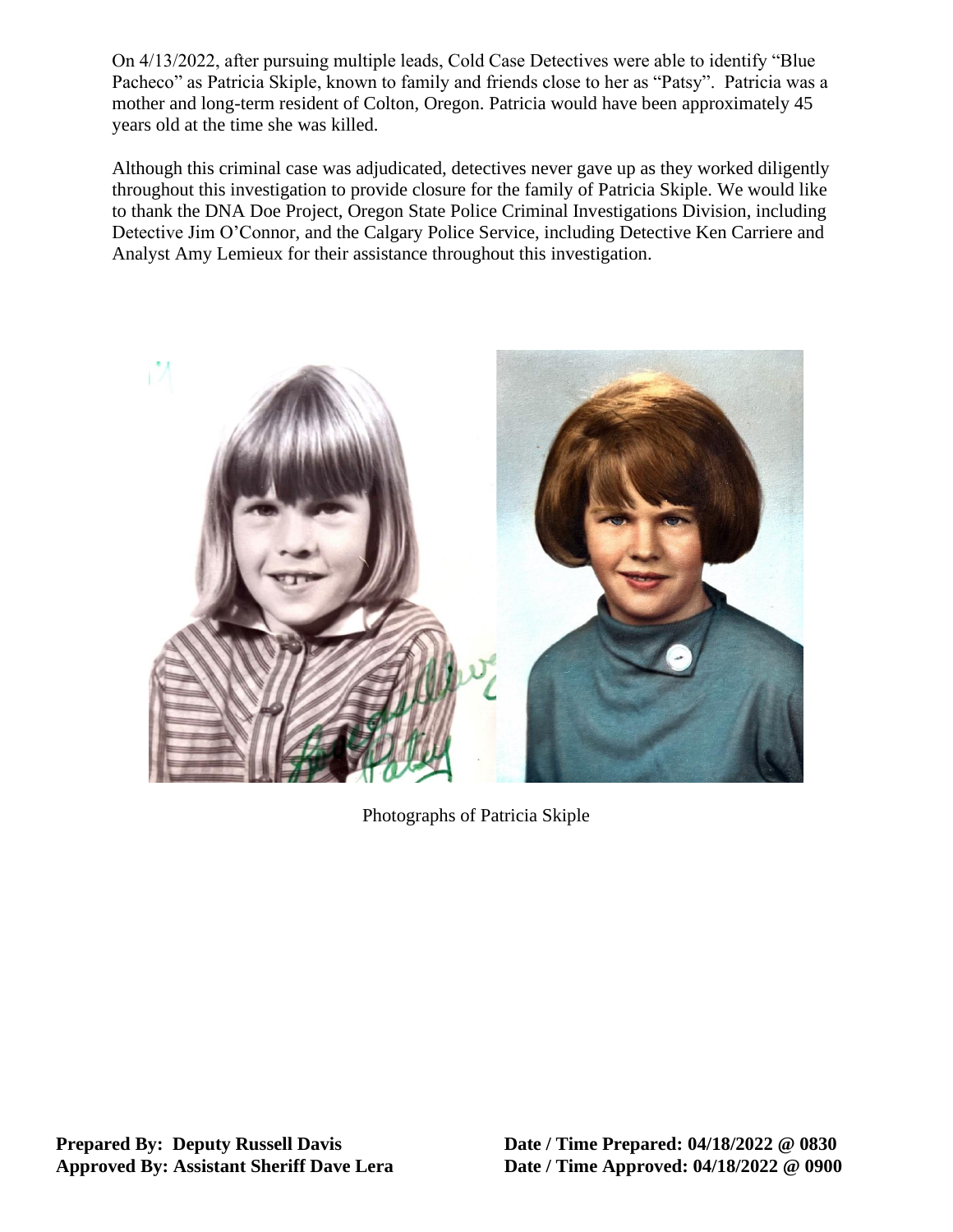On 4/13/2022, after pursuing multiple leads, Cold Case Detectives were able to identify "Blue Pacheco" as Patricia Skiple, known to family and friends close to her as "Patsy". Patricia was a mother and long-term resident of Colton, Oregon. Patricia would have been approximately 45 years old at the time she was killed.

Although this criminal case was adjudicated, detectives never gave up as they worked diligently throughout this investigation to provide closure for the family of Patricia Skiple. We would like to thank the DNA Doe Project, Oregon State Police Criminal Investigations Division, including Detective Jim O'Connor, and the Calgary Police Service, including Detective Ken Carriere and Analyst Amy Lemieux for their assistance throughout this investigation.

Photographs of Patricia Skiple

**Prepared By: Deputy Russell Davis** **Date / Time Prepared: 04/18/2022 @ 0830**
**Approved By: Assistant Sheriff Dave Lera** **Date / Time Approved: 04/18/2022 @ 0900**